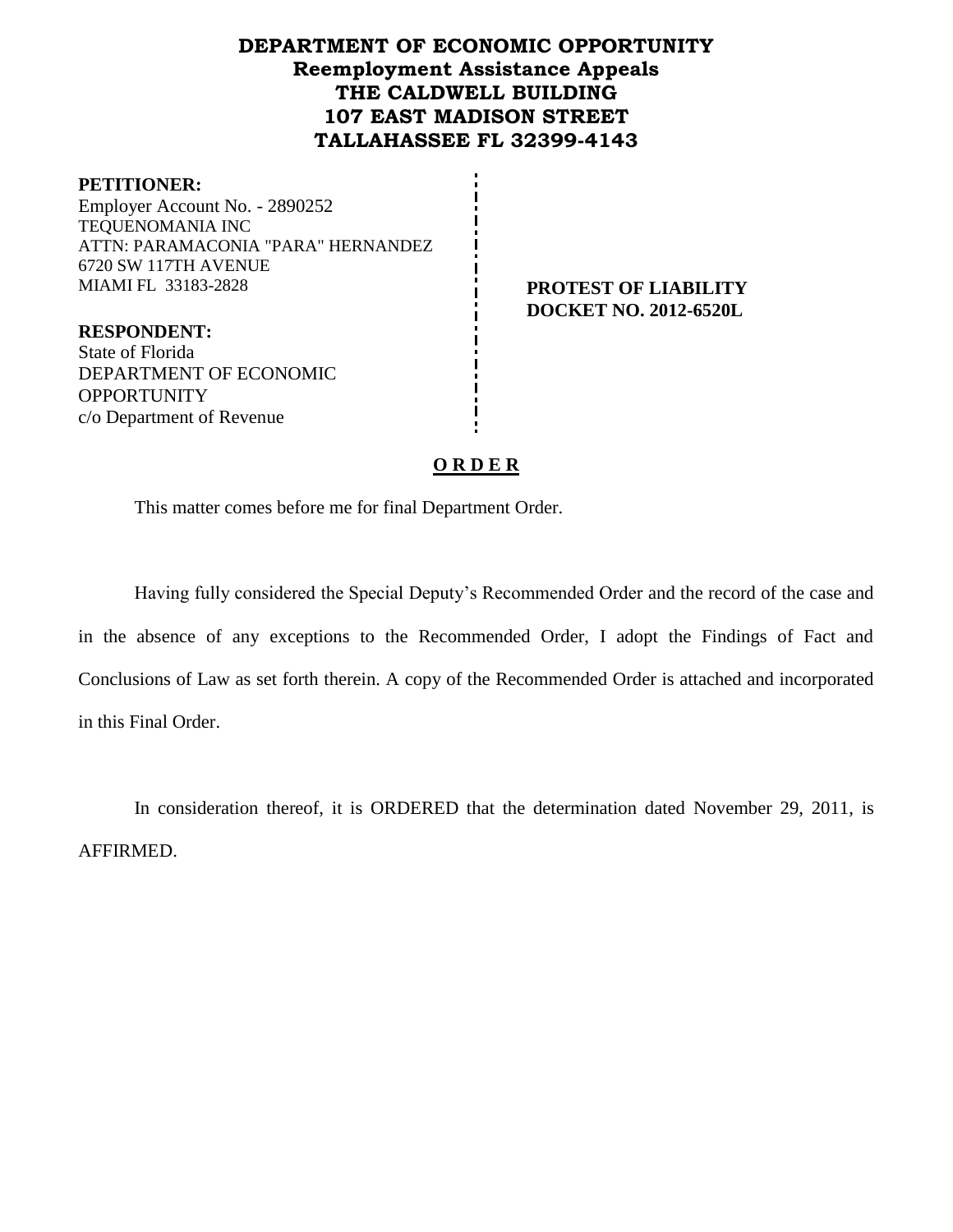# DEPARTMENT OF ECONOMIC OPPORTUNITY
## Reemployment Assistance Appeals
## THE CALDWELL BUILDING
## 107 EAST MADISON STREET
## TALLAHASSEE FL 32399-4143

**PETITIONER:**
Employer Account No. - 2890252
TEQUENOMANIA INC
ATTN: PARAMACONIA "PARA" HERNANDEZ
6720 SW 117TH AVENUE
MIAMI FL 33183-2828

**PROTEST OF LIABILITY**
**DOCKET NO. 2012-6520L**

**RESPONDENT:**
State of Florida
DEPARTMENT OF ECONOMIC OPPORTUNITY
c/o Department of Revenue

## O R D E R

This matter comes before me for final Department Order.

Having fully considered the Special Deputy's Recommended Order and the record of the case and in the absence of any exceptions to the Recommended Order, I adopt the Findings of Fact and Conclusions of Law as set forth therein. A copy of the Recommended Order is attached and incorporated in this Final Order.

In consideration thereof, it is ORDERED that the determination dated November 29, 2011, is AFFIRMED.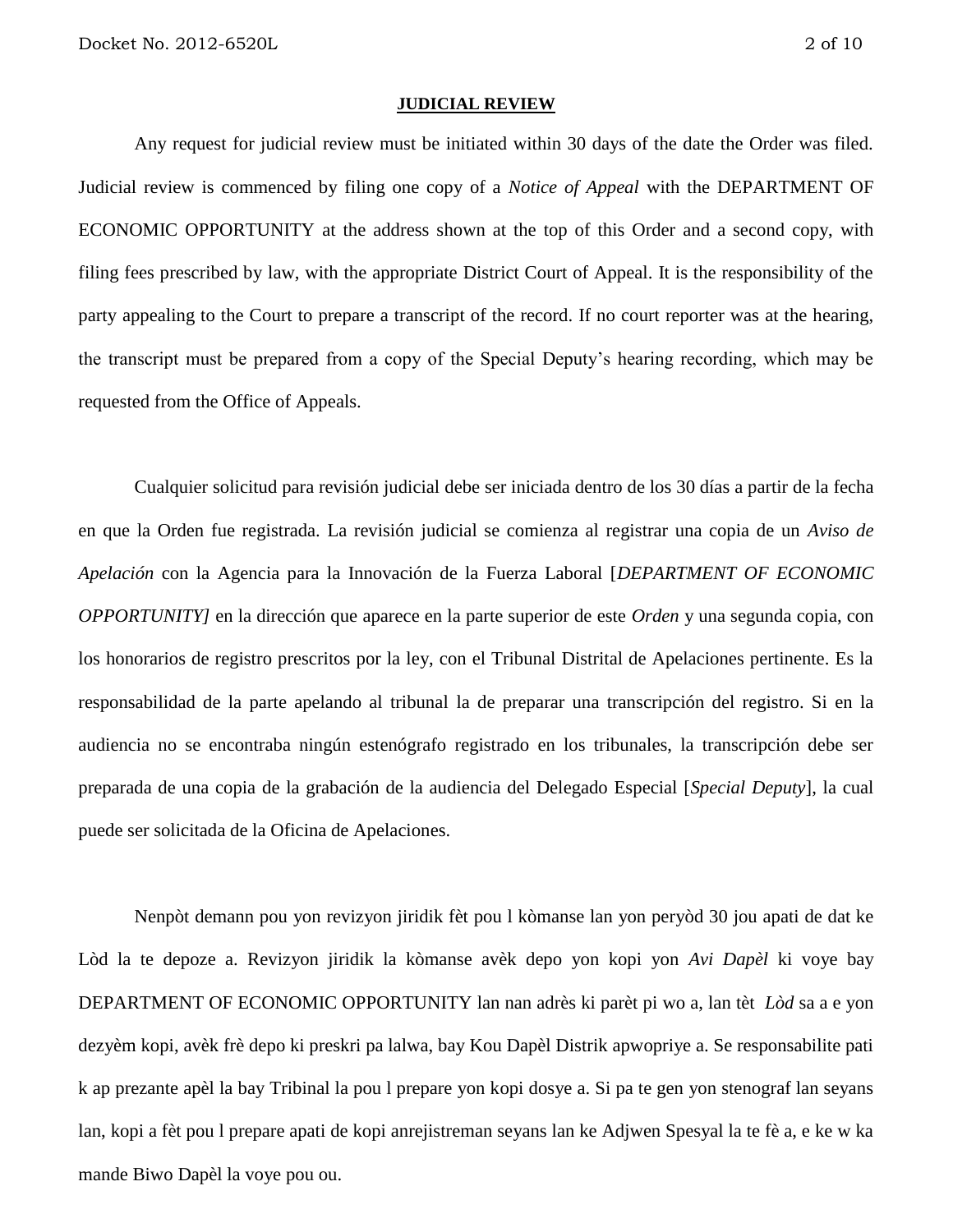**JUDICIAL REVIEW**

Any request for judicial review must be initiated within 30 days of the date the Order was filed. Judicial review is commenced by filing one copy of a *Notice of Appeal* with the DEPARTMENT OF ECONOMIC OPPORTUNITY at the address shown at the top of this Order and a second copy, with filing fees prescribed by law, with the appropriate District Court of Appeal. It is the responsibility of the party appealing to the Court to prepare a transcript of the record. If no court reporter was at the hearing, the transcript must be prepared from a copy of the Special Deputy's hearing recording, which may be requested from the Office of Appeals.

Cualquier solicitud para revisión judicial debe ser iniciada dentro de los 30 días a partir de la fecha en que la Orden fue registrada. La revisión judicial se comienza al registrar una copia de un *Aviso de Apelación* con la Agencia para la Innovación de la Fuerza Laboral [*DEPARTMENT OF ECONOMIC OPPORTUNITY]* en la dirección que aparece en la parte superior de este *Orden* y una segunda copia, con los honorarios de registro prescritos por la ley, con el Tribunal Distrital de Apelaciones pertinente. Es la responsabilidad de la parte apelando al tribunal la de preparar una transcripción del registro. Si en la audiencia no se encontraba ningún estenógrafo registrado en los tribunales, la transcripción debe ser preparada de una copia de la grabación de la audiencia del Delegado Especial [*Special Deputy*], la cual puede ser solicitada de la Oficina de Apelaciones.

Nenpòt demann pou yon revizyon jiridik fèt pou l kòmanse lan yon peryòd 30 jou apati de dat ke Lòd la te depoze a. Revizyon jiridik la kòmanse avèk depo yon kopi yon *Avi Dapèl* ki voye bay DEPARTMENT OF ECONOMIC OPPORTUNITY lan nan adrès ki parèt pi wo a, lan tèt *Lòd* sa a e yon dezyèm kopi, avèk frè depo ki preskri pa lalwa, bay Kou Dapèl Distrik apwopriye a. Se responsabilite pati k ap prezante apèl la bay Tribinal la pou l prepare yon kopi dosye a. Si pa te gen yon stenograf lan seyans lan, kopi a fèt pou l prepare apati de kopi anrejistreman seyans lan ke Adjwen Spesyal la te fè a, e ke w ka mande Biwo Dapèl la voye pou ou.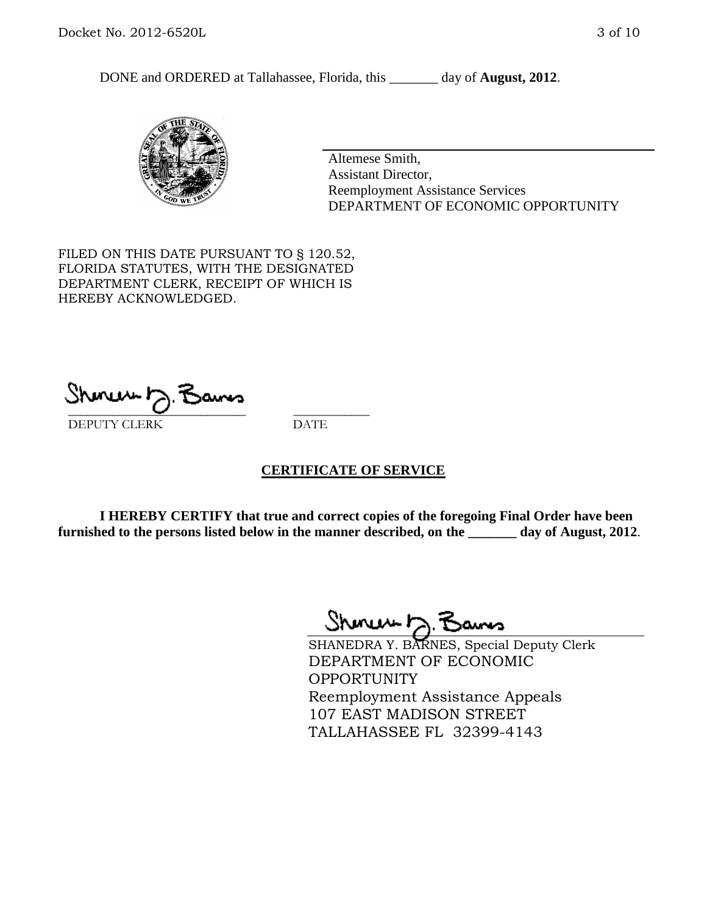DONE and ORDERED at Tallahassee, Florida, this _______ day of **August, 2012**.

Altemese Smith,
Assistant Director,
Reemployment Assistance Services
DEPARTMENT OF ECONOMIC OPPORTUNITY

FILED ON THIS DATE PURSUANT TO § 120.52, FLORIDA STATUTES, WITH THE DESIGNATED DEPARTMENT CLERK, RECEIPT OF WHICH IS HEREBY ACKNOWLEDGED.

___________________________ ___________
DEPUTY CLERK DATE

## CERTIFICATE OF SERVICE

**I HEREBY CERTIFY that true and correct copies of the foregoing Final Order have been furnished to the persons listed below in the manner described, on the _______ day of August, 2012**.

SHANEDRA Y. BARNES, Special Deputy Clerk
DEPARTMENT OF ECONOMIC OPPORTUNITY
Reemployment Assistance Appeals
107 EAST MADISON STREET
TALLAHASSEE FL 32399-4143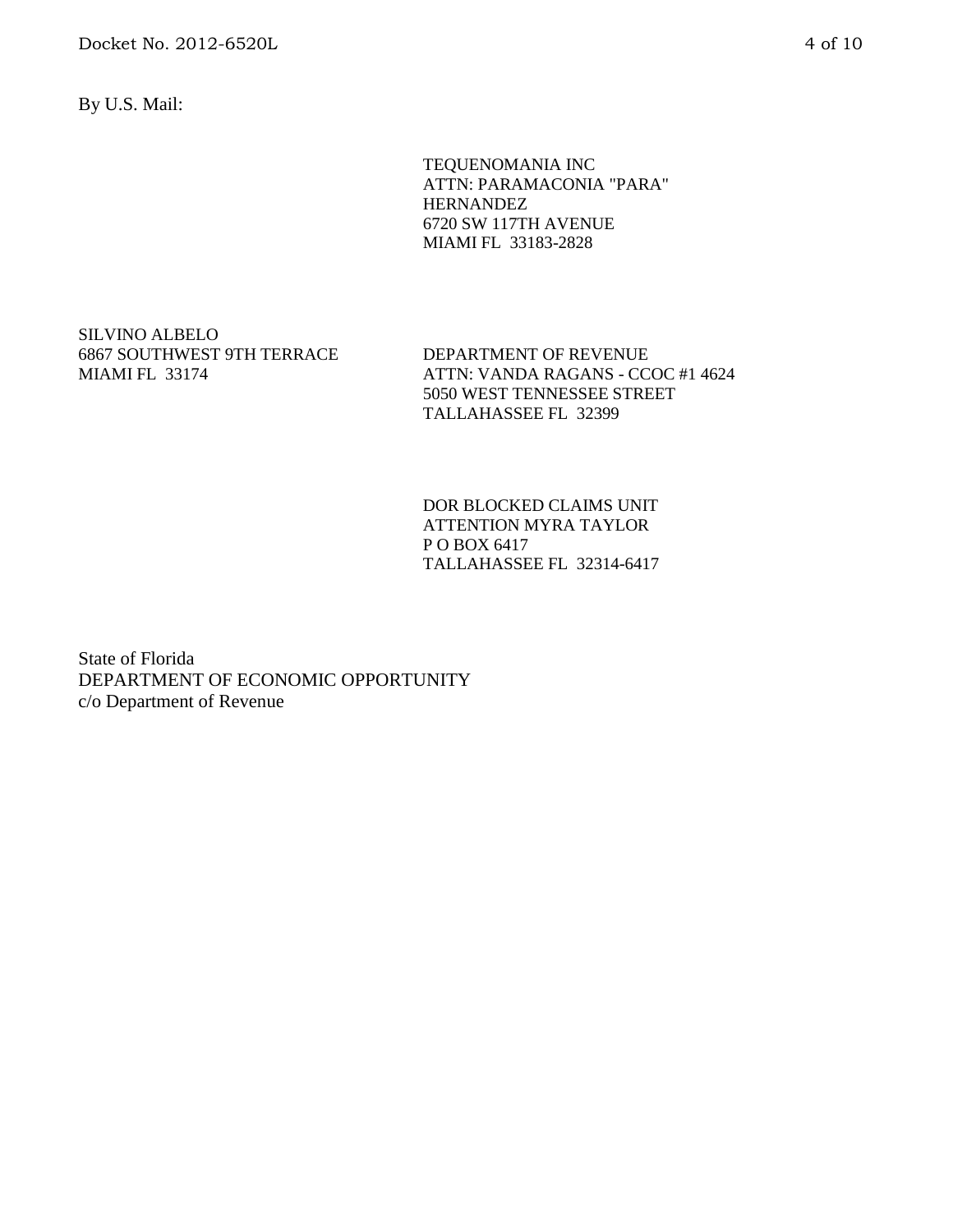By U.S. Mail:

TEQUENOMANIA INC
ATTN: PARAMACONIA "PARA"
HERNANDEZ
6720 SW 117TH AVENUE
MIAMI FL 33183-2828

SILVINO ALBELO
6867 SOUTHWEST 9TH TERRACE
MIAMI FL 33174

DEPARTMENT OF REVENUE
ATTN: VANDA RAGANS - CCOC #1 4624
5050 WEST TENNESSEE STREET
TALLAHASSEE FL 32399

DOR BLOCKED CLAIMS UNIT
ATTENTION MYRA TAYLOR
P O BOX 6417
TALLAHASSEE FL 32314-6417

State of Florida
DEPARTMENT OF ECONOMIC OPPORTUNITY
c/o Department of Revenue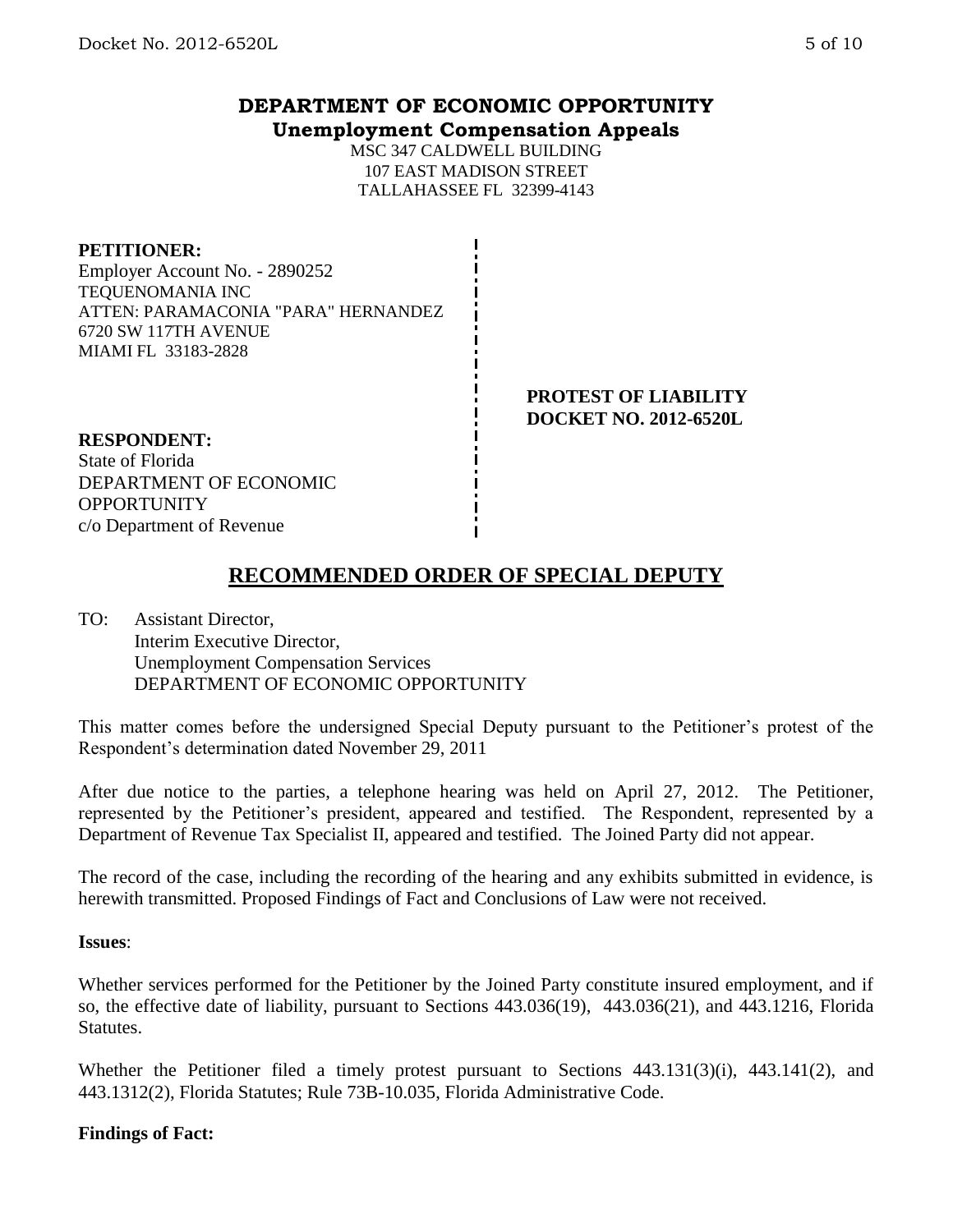**DEPARTMENT OF ECONOMIC OPPORTUNITY**
**Unemployment Compensation Appeals**

MSC 347 CALDWELL BUILDING
107 EAST MADISON STREET
TALLAHASSEE FL 32399-4143

**PETITIONER:**
Employer Account No. - 2890252
TEQUENOMANIA INC
ATTEN: PARAMACONIA "PARA" HERNANDEZ
6720 SW 117TH AVENUE
MIAMI FL 33183-2828

**PROTEST OF LIABILITY**
**DOCKET NO. 2012-6520L**

**RESPONDENT:**
State of Florida
DEPARTMENT OF ECONOMIC OPPORTUNITY
c/o Department of Revenue

## RECOMMENDED ORDER OF SPECIAL DEPUTY

TO: Assistant Director,
Interim Executive Director,
Unemployment Compensation Services
DEPARTMENT OF ECONOMIC OPPORTUNITY

This matter comes before the undersigned Special Deputy pursuant to the Petitioner's protest of the Respondent's determination dated November 29, 2011

After due notice to the parties, a telephone hearing was held on April 27, 2012. The Petitioner, represented by the Petitioner's president, appeared and testified. The Respondent, represented by a Department of Revenue Tax Specialist II, appeared and testified. The Joined Party did not appear.

The record of the case, including the recording of the hearing and any exhibits submitted in evidence, is herewith transmitted. Proposed Findings of Fact and Conclusions of Law were not received.

**Issues**:

Whether services performed for the Petitioner by the Joined Party constitute insured employment, and if so, the effective date of liability, pursuant to Sections 443.036(19), 443.036(21), and 443.1216, Florida Statutes.

Whether the Petitioner filed a timely protest pursuant to Sections 443.131(3)(i), 443.141(2), and 443.1312(2), Florida Statutes; Rule 73B-10.035, Florida Administrative Code.

**Findings of Fact:**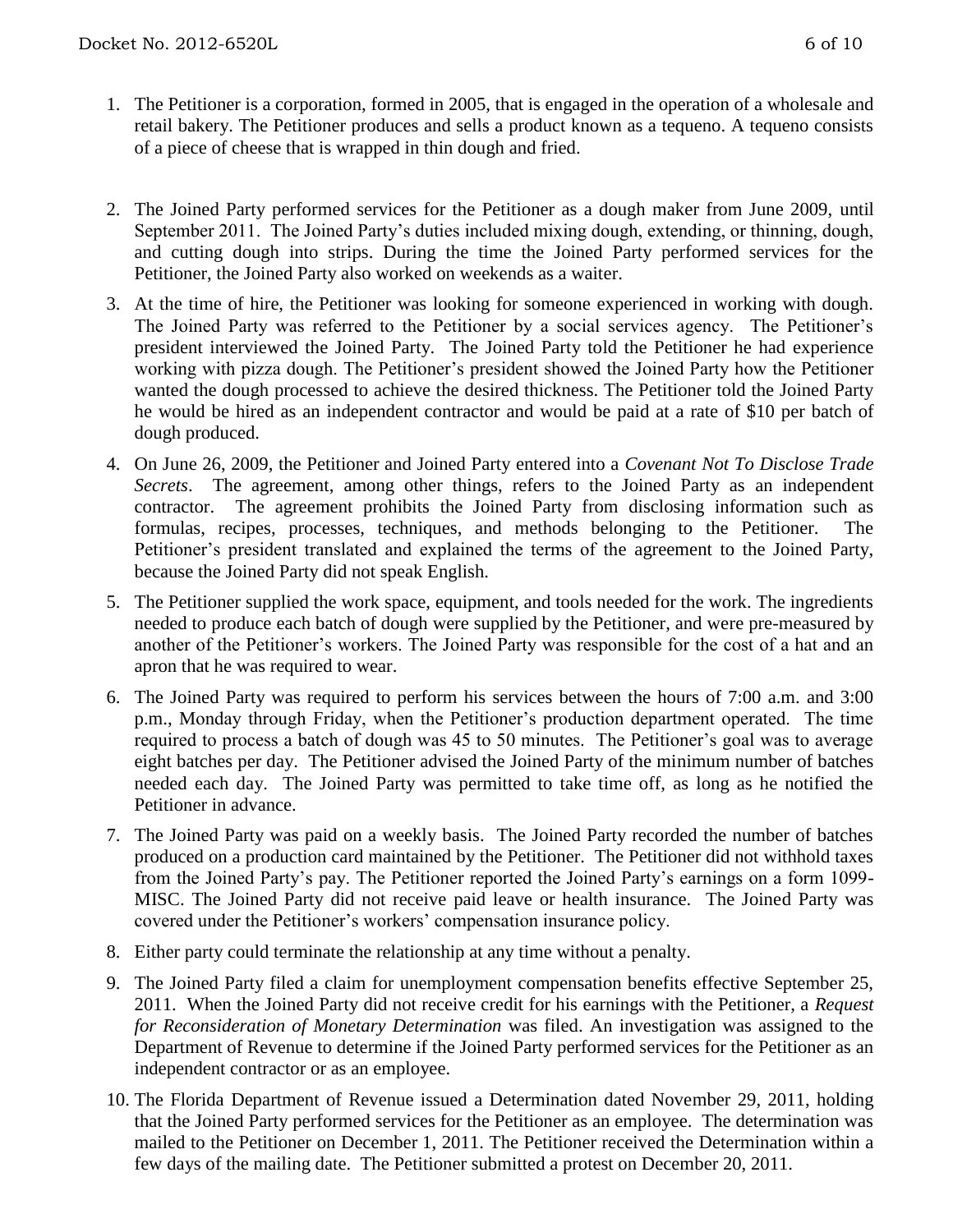1. The Petitioner is a corporation, formed in 2005, that is engaged in the operation of a wholesale and retail bakery. The Petitioner produces and sells a product known as a tequeno. A tequeno consists of a piece of cheese that is wrapped in thin dough and fried.

2. The Joined Party performed services for the Petitioner as a dough maker from June 2009, until September 2011. The Joined Party's duties included mixing dough, extending, or thinning, dough, and cutting dough into strips. During the time the Joined Party performed services for the Petitioner, the Joined Party also worked on weekends as a waiter.

3. At the time of hire, the Petitioner was looking for someone experienced in working with dough. The Joined Party was referred to the Petitioner by a social services agency. The Petitioner's president interviewed the Joined Party. The Joined Party told the Petitioner he had experience working with pizza dough. The Petitioner's president showed the Joined Party how the Petitioner wanted the dough processed to achieve the desired thickness. The Petitioner told the Joined Party he would be hired as an independent contractor and would be paid at a rate of $10 per batch of dough produced.

4. On June 26, 2009, the Petitioner and Joined Party entered into a *Covenant Not To Disclose Trade Secrets*. The agreement, among other things, refers to the Joined Party as an independent contractor. The agreement prohibits the Joined Party from disclosing information such as formulas, recipes, processes, techniques, and methods belonging to the Petitioner. The Petitioner's president translated and explained the terms of the agreement to the Joined Party, because the Joined Party did not speak English.

5. The Petitioner supplied the work space, equipment, and tools needed for the work. The ingredients needed to produce each batch of dough were supplied by the Petitioner, and were pre-measured by another of the Petitioner's workers. The Joined Party was responsible for the cost of a hat and an apron that he was required to wear.

6. The Joined Party was required to perform his services between the hours of 7:00 a.m. and 3:00 p.m., Monday through Friday, when the Petitioner's production department operated. The time required to process a batch of dough was 45 to 50 minutes. The Petitioner's goal was to average eight batches per day. The Petitioner advised the Joined Party of the minimum number of batches needed each day. The Joined Party was permitted to take time off, as long as he notified the Petitioner in advance.

7. The Joined Party was paid on a weekly basis. The Joined Party recorded the number of batches produced on a production card maintained by the Petitioner. The Petitioner did not withhold taxes from the Joined Party's pay. The Petitioner reported the Joined Party's earnings on a form 1099-MISC. The Joined Party did not receive paid leave or health insurance. The Joined Party was covered under the Petitioner's workers' compensation insurance policy.

8. Either party could terminate the relationship at any time without a penalty.

9. The Joined Party filed a claim for unemployment compensation benefits effective September 25, 2011. When the Joined Party did not receive credit for his earnings with the Petitioner, a *Request for Reconsideration of Monetary Determination* was filed. An investigation was assigned to the Department of Revenue to determine if the Joined Party performed services for the Petitioner as an independent contractor or as an employee.

10. The Florida Department of Revenue issued a Determination dated November 29, 2011, holding that the Joined Party performed services for the Petitioner as an employee. The determination was mailed to the Petitioner on December 1, 2011. The Petitioner received the Determination within a few days of the mailing date. The Petitioner submitted a protest on December 20, 2011.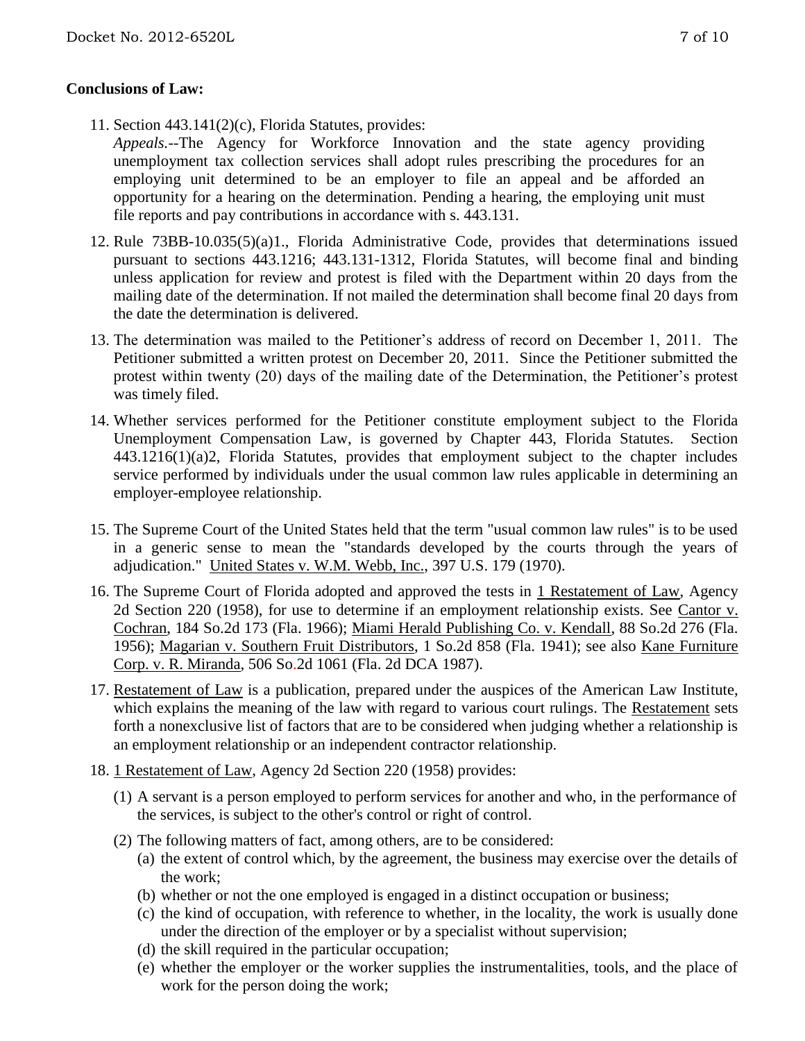**Conclusions of Law:**

11. Section 443.141(2)(c), Florida Statutes, provides:
    *Appeals*.--The Agency for Workforce Innovation and the state agency providing unemployment tax collection services shall adopt rules prescribing the procedures for an employing unit determined to be an employer to file an appeal and be afforded an opportunity for a hearing on the determination. Pending a hearing, the employing unit must file reports and pay contributions in accordance with s. 443.131.

12. Rule 73BB-10.035(5)(a)1., Florida Administrative Code, provides that determinations issued pursuant to sections 443.1216; 443.131-1312, Florida Statutes, will become final and binding unless application for review and protest is filed with the Department within 20 days from the mailing date of the determination. If not mailed the determination shall become final 20 days from the date the determination is delivered.

13. The determination was mailed to the Petitioner's address of record on December 1, 2011. The Petitioner submitted a written protest on December 20, 2011. Since the Petitioner submitted the protest within twenty (20) days of the mailing date of the Determination, the Petitioner's protest was timely filed.

14. Whether services performed for the Petitioner constitute employment subject to the Florida Unemployment Compensation Law, is governed by Chapter 443, Florida Statutes. Section 443.1216(1)(a)2, Florida Statutes, provides that employment subject to the chapter includes service performed by individuals under the usual common law rules applicable in determining an employer-employee relationship.

15. The Supreme Court of the United States held that the term "usual common law rules" is to be used in a generic sense to mean the "standards developed by the courts through the years of adjudication." United States v. W.M. Webb, Inc., 397 U.S. 179 (1970).

16. The Supreme Court of Florida adopted and approved the tests in 1 Restatement of Law, Agency 2d Section 220 (1958), for use to determine if an employment relationship exists. See Cantor v. Cochran, 184 So.2d 173 (Fla. 1966); Miami Herald Publishing Co. v. Kendall, 88 So.2d 276 (Fla. 1956); Magarian v. Southern Fruit Distributors, 1 So.2d 858 (Fla. 1941); see also Kane Furniture Corp. v. R. Miranda, 506 So.2d 1061 (Fla. 2d DCA 1987).

17. Restatement of Law is a publication, prepared under the auspices of the American Law Institute, which explains the meaning of the law with regard to various court rulings. The Restatement sets forth a nonexclusive list of factors that are to be considered when judging whether a relationship is an employment relationship or an independent contractor relationship.

18. 1 Restatement of Law, Agency 2d Section 220 (1958) provides:
    (1) A servant is a person employed to perform services for another and who, in the performance of the services, is subject to the other's control or right of control.
    (2) The following matters of fact, among others, are to be considered:
        (a) the extent of control which, by the agreement, the business may exercise over the details of the work;
        (b) whether or not the one employed is engaged in a distinct occupation or business;
        (c) the kind of occupation, with reference to whether, in the locality, the work is usually done under the direction of the employer or by a specialist without supervision;
        (d) the skill required in the particular occupation;
        (e) whether the employer or the worker supplies the instrumentalities, tools, and the place of work for the person doing the work;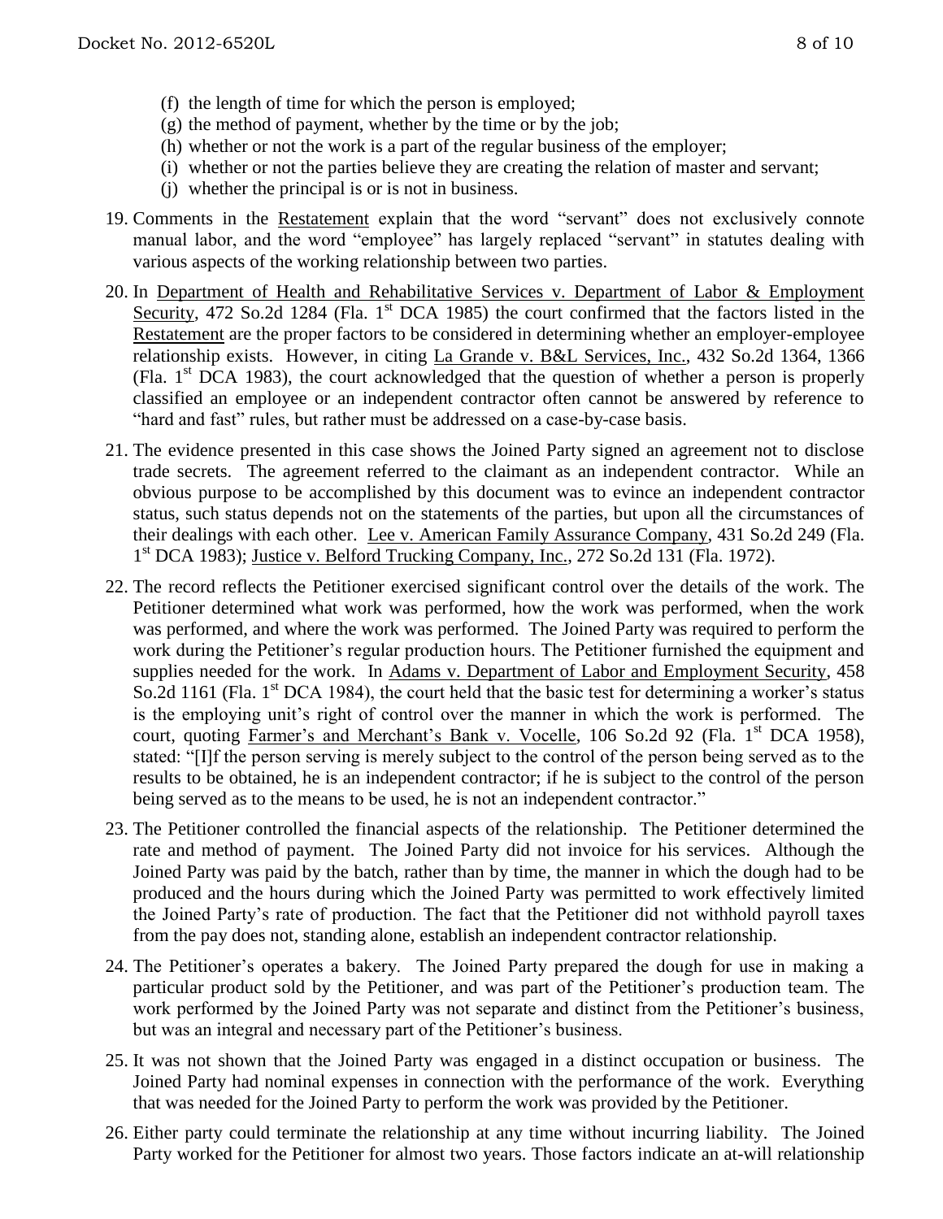(f) the length of time for which the person is employed;
(g) the method of payment, whether by the time or by the job;
(h) whether or not the work is a part of the regular business of the employer;
(i) whether or not the parties believe they are creating the relation of master and servant;
(j) whether the principal is or is not in business.

19. Comments in the Restatement explain that the word "servant" does not exclusively connote manual labor, and the word "employee" has largely replaced "servant" in statutes dealing with various aspects of the working relationship between two parties.

20. In Department of Health and Rehabilitative Services v. Department of Labor & Employment Security, 472 So.2d 1284 (Fla. 1st DCA 1985) the court confirmed that the factors listed in the Restatement are the proper factors to be considered in determining whether an employer-employee relationship exists. However, in citing La Grande v. B&L Services, Inc., 432 So.2d 1364, 1366 (Fla. 1st DCA 1983), the court acknowledged that the question of whether a person is properly classified an employee or an independent contractor often cannot be answered by reference to "hard and fast" rules, but rather must be addressed on a case-by-case basis.

21. The evidence presented in this case shows the Joined Party signed an agreement not to disclose trade secrets. The agreement referred to the claimant as an independent contractor. While an obvious purpose to be accomplished by this document was to evince an independent contractor status, such status depends not on the statements of the parties, but upon all the circumstances of their dealings with each other. Lee v. American Family Assurance Company, 431 So.2d 249 (Fla. 1st DCA 1983); Justice v. Belford Trucking Company, Inc., 272 So.2d 131 (Fla. 1972).

22. The record reflects the Petitioner exercised significant control over the details of the work. The Petitioner determined what work was performed, how the work was performed, when the work was performed, and where the work was performed. The Joined Party was required to perform the work during the Petitioner's regular production hours. The Petitioner furnished the equipment and supplies needed for the work. In Adams v. Department of Labor and Employment Security, 458 So.2d 1161 (Fla. 1st DCA 1984), the court held that the basic test for determining a worker's status is the employing unit's right of control over the manner in which the work is performed. The court, quoting Farmer's and Merchant's Bank v. Vocelle, 106 So.2d 92 (Fla. 1st DCA 1958), stated: "[I]f the person serving is merely subject to the control of the person being served as to the results to be obtained, he is an independent contractor; if he is subject to the control of the person being served as to the means to be used, he is not an independent contractor."

23. The Petitioner controlled the financial aspects of the relationship. The Petitioner determined the rate and method of payment. The Joined Party did not invoice for his services. Although the Joined Party was paid by the batch, rather than by time, the manner in which the dough had to be produced and the hours during which the Joined Party was permitted to work effectively limited the Joined Party's rate of production. The fact that the Petitioner did not withhold payroll taxes from the pay does not, standing alone, establish an independent contractor relationship.

24. The Petitioner's operates a bakery. The Joined Party prepared the dough for use in making a particular product sold by the Petitioner, and was part of the Petitioner's production team. The work performed by the Joined Party was not separate and distinct from the Petitioner's business, but was an integral and necessary part of the Petitioner's business.

25. It was not shown that the Joined Party was engaged in a distinct occupation or business. The Joined Party had nominal expenses in connection with the performance of the work. Everything that was needed for the Joined Party to perform the work was provided by the Petitioner.

26. Either party could terminate the relationship at any time without incurring liability. The Joined Party worked for the Petitioner for almost two years. Those factors indicate an at-will relationship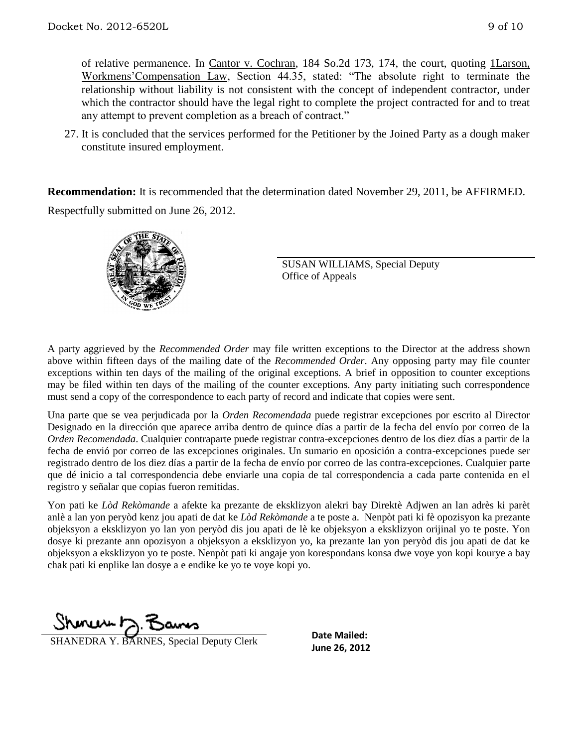of relative permanence. In Cantor v. Cochran, 184 So.2d 173, 174, the court, quoting 1Larson, Workmens'Compensation Law, Section 44.35, stated: "The absolute right to terminate the relationship without liability is not consistent with the concept of independent contractor, under which the contractor should have the legal right to complete the project contracted for and to treat any attempt to prevent completion as a breach of contract."

27. It is concluded that the services performed for the Petitioner by the Joined Party as a dough maker constitute insured employment.

**Recommendation:** It is recommended that the determination dated November 29, 2011, be AFFIRMED.

Respectfully submitted on June 26, 2012.

SUSAN WILLIAMS, Special Deputy
Office of Appeals

A party aggrieved by the *Recommended Order* may file written exceptions to the Director at the address shown above within fifteen days of the mailing date of the *Recommended Order*. Any opposing party may file counter exceptions within ten days of the mailing of the original exceptions. A brief in opposition to counter exceptions may be filed within ten days of the mailing of the counter exceptions. Any party initiating such correspondence must send a copy of the correspondence to each party of record and indicate that copies were sent.

Una parte que se vea perjudicada por la *Orden Recomendada* puede registrar excepciones por escrito al Director Designado en la dirección que aparece arriba dentro de quince días a partir de la fecha del envío por correo de la *Orden Recomendada*. Cualquier contraparte puede registrar contra-excepciones dentro de los diez días a partir de la fecha de envió por correo de las excepciones originales. Un sumario en oposición a contra-excepciones puede ser registrado dentro de los diez días a partir de la fecha de envío por correo de las contra-excepciones. Cualquier parte que dé inicio a tal correspondencia debe enviarle una copia de tal correspondencia a cada parte contenida en el registro y señalar que copias fueron remitidas.

Yon pati ke *Lòd Rekòmande* a afekte ka prezante de eksklizyon alekri bay Direktè Adjwen an lan adrès ki parèt anlè a lan yon peryòd kenz jou apati de dat ke *Lòd Rekòmande* a te poste a. Nenpòt pati ki fè opozisyon ka prezante objeksyon a eksklizyon yo lan yon peryòd dis jou apati de lè ke objeksyon a eksklizyon orijinal yo te poste. Yon dosye ki prezante ann opozisyon a objeksyon a eksklizyon yo, ka prezante lan yon peryòd dis jou apati de dat ke objeksyon a eksklizyon yo te poste. Nenpòt pati ki angaje yon korespondans konsa dwe voye yon kopi kourye a bay chak pati ki enplike lan dosye a e endike ke yo te voye kopi yo.

SHANEDRA Y. BARNES, Special Deputy Clerk

**Date Mailed:**
**June 26, 2012**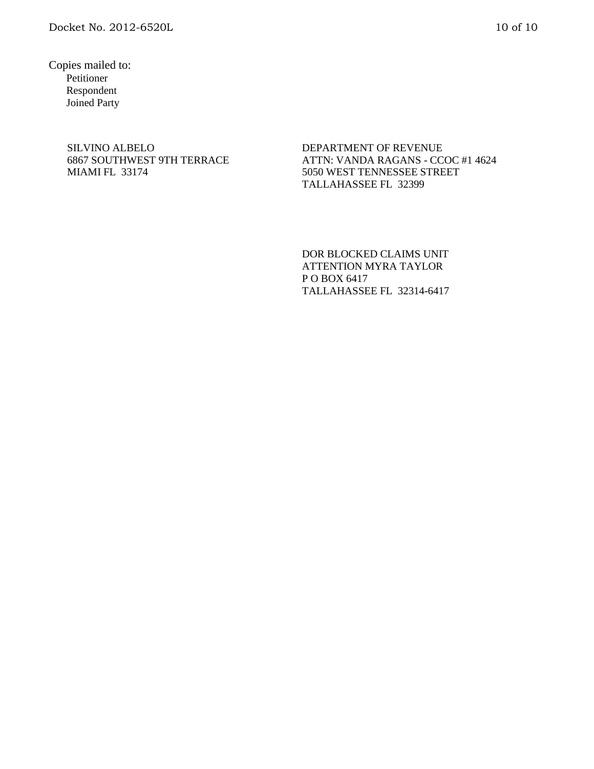Copies mailed to:
Petitioner
Respondent
Joined Party

SILVINO ALBELO
6867 SOUTHWEST 9TH TERRACE
MIAMI FL 33174

DEPARTMENT OF REVENUE
ATTN: VANDA RAGANS - CCOC #1 4624
5050 WEST TENNESSEE STREET
TALLAHASSEE FL 32399

DOR BLOCKED CLAIMS UNIT
ATTENTION MYRA TAYLOR
P O BOX 6417
TALLAHASSEE FL 32314-6417